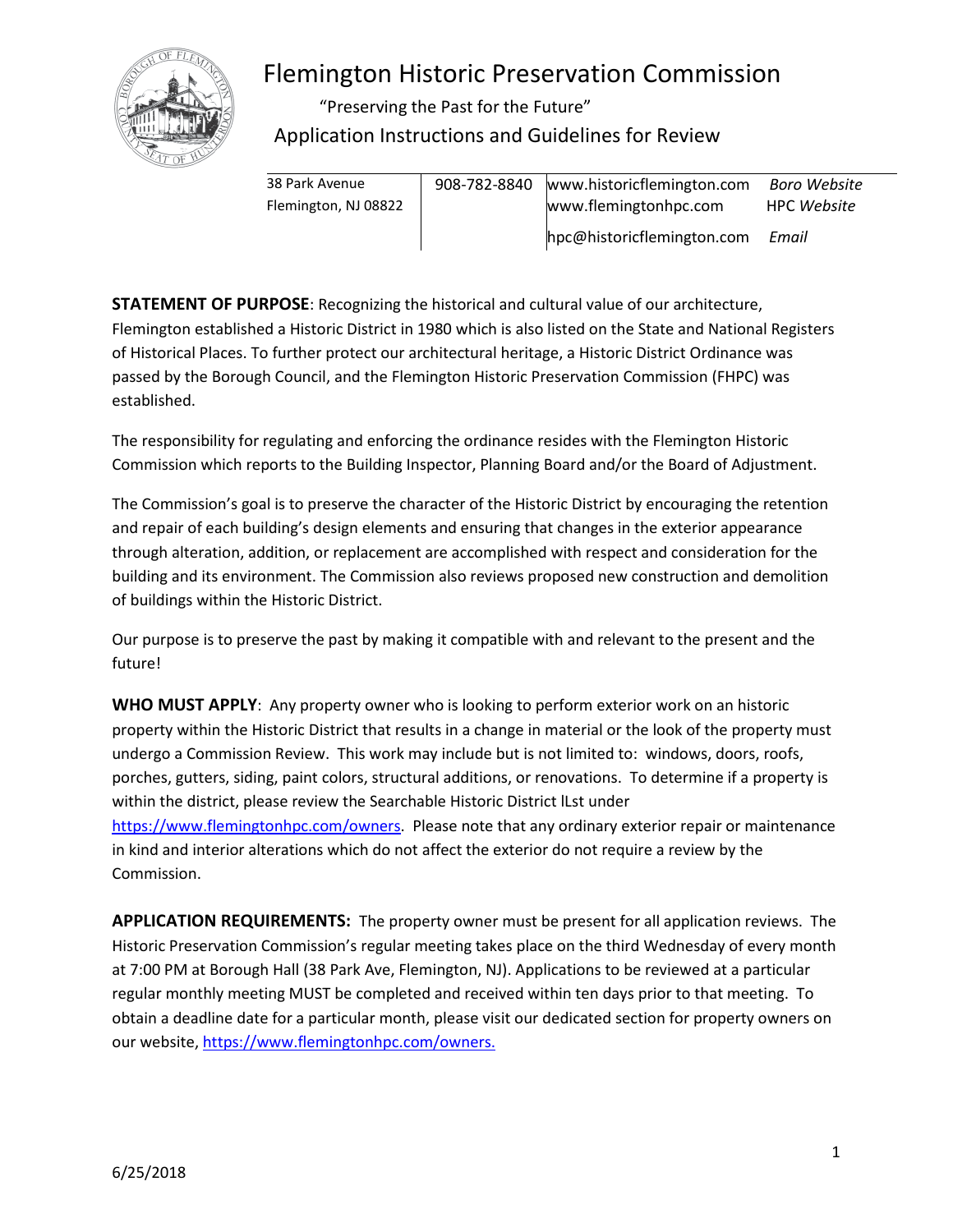# Flemington Historic Preservation Commission

"Preserving the Past for the Future"

## Application Instructions and Guidelines for Review

| | | | |
|---|---|---|---|
| 38 Park Avenue<br>Flemington, NJ 08822 | 908-782-8840 | www.historicflemington.com<br>www.flemingtonhpc.com<br>hpc@historicflemington.com | *Boro Website*<br>HPC *Website*<br>*Email* |

**STATEMENT OF PURPOSE**: Recognizing the historical and cultural value of our architecture, Flemington established a Historic District in 1980 which is also listed on the State and National Registers of Historical Places. To further protect our architectural heritage, a Historic District Ordinance was passed by the Borough Council, and the Flemington Historic Preservation Commission (FHPC) was established.

The responsibility for regulating and enforcing the ordinance resides with the Flemington Historic Commission which reports to the Building Inspector, Planning Board and/or the Board of Adjustment.

The Commission's goal is to preserve the character of the Historic District by encouraging the retention and repair of each building's design elements and ensuring that changes in the exterior appearance through alteration, addition, or replacement are accomplished with respect and consideration for the building and its environment. The Commission also reviews proposed new construction and demolition of buildings within the Historic District.

Our purpose is to preserve the past by making it compatible with and relevant to the present and the future!

**WHO MUST APPLY**: Any property owner who is looking to perform exterior work on an historic property within the Historic District that results in a change in material or the look of the property must undergo a Commission Review. This work may include but is not limited to: windows, doors, roofs, porches, gutters, siding, paint colors, structural additions, or renovations. To determine if a property is within the district, please review the Searchable Historic District lLst under https://www.flemingtonhpc.com/owners. Please note that any ordinary exterior repair or maintenance in kind and interior alterations which do not affect the exterior do not require a review by the Commission.

**APPLICATION REQUIREMENTS:** The property owner must be present for all application reviews. The Historic Preservation Commission's regular meeting takes place on the third Wednesday of every month at 7:00 PM at Borough Hall (38 Park Ave, Flemington, NJ). Applications to be reviewed at a particular regular monthly meeting MUST be completed and received within ten days prior to that meeting. To obtain a deadline date for a particular month, please visit our dedicated section for property owners on our website, https://www.flemingtonhpc.com/owners.

6/25/2018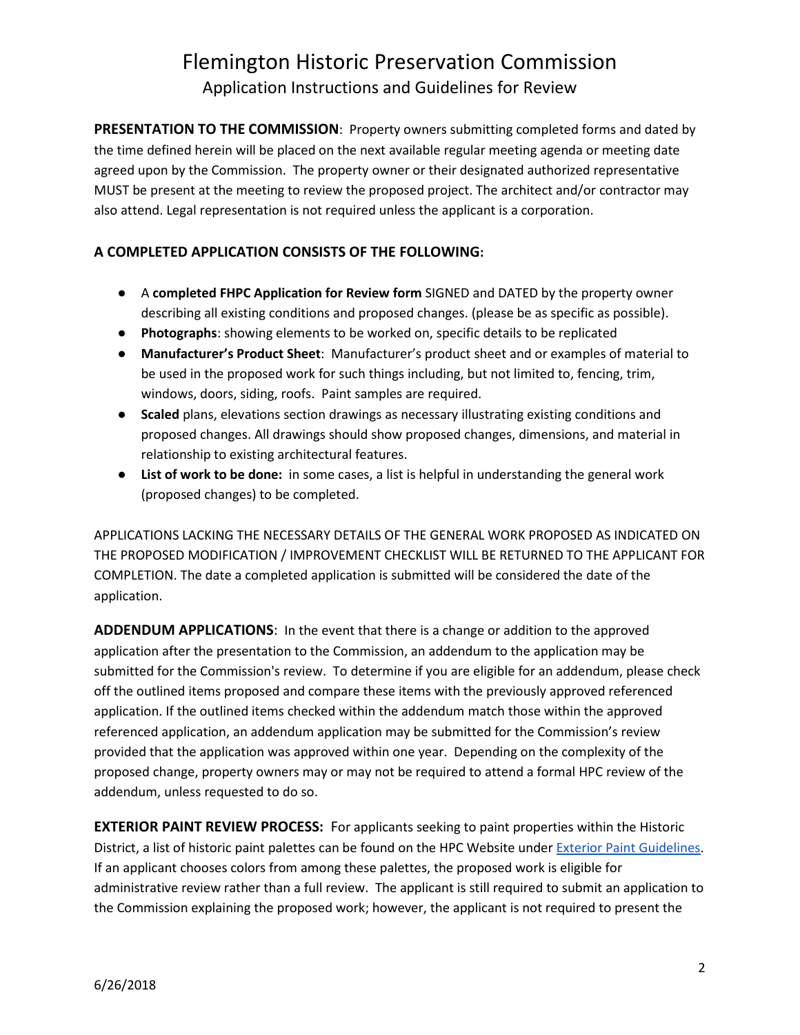# Flemington Historic Preservation Commission

## Application Instructions and Guidelines for Review

**PRESENTATION TO THE COMMISSION**: Property owners submitting completed forms and dated by the time defined herein will be placed on the next available regular meeting agenda or meeting date agreed upon by the Commission. The property owner or their designated authorized representative MUST be present at the meeting to review the proposed project. The architect and/or contractor may also attend. Legal representation is not required unless the applicant is a corporation.

### A COMPLETED APPLICATION CONSISTS OF THE FOLLOWING:

- A **completed FHPC Application for Review form** SIGNED and DATED by the property owner describing all existing conditions and proposed changes. (please be as specific as possible).
- **Photographs**: showing elements to be worked on, specific details to be replicated
- **Manufacturer's Product Sheet**: Manufacturer's product sheet and or examples of material to be used in the proposed work for such things including, but not limited to, fencing, trim, windows, doors, siding, roofs. Paint samples are required.
- **Scaled** plans, elevations section drawings as necessary illustrating existing conditions and proposed changes. All drawings should show proposed changes, dimensions, and material in relationship to existing architectural features.
- **List of work to be done:** in some cases, a list is helpful in understanding the general work (proposed changes) to be completed.

APPLICATIONS LACKING THE NECESSARY DETAILS OF THE GENERAL WORK PROPOSED AS INDICATED ON THE PROPOSED MODIFICATION / IMPROVEMENT CHECKLIST WILL BE RETURNED TO THE APPLICANT FOR COMPLETION. The date a completed application is submitted will be considered the date of the application.

**ADDENDUM APPLICATIONS**: In the event that there is a change or addition to the approved application after the presentation to the Commission, an addendum to the application may be submitted for the Commission's review. To determine if you are eligible for an addendum, please check off the outlined items proposed and compare these items with the previously approved referenced application. If the outlined items checked within the addendum match those within the approved referenced application, an addendum application may be submitted for the Commission's review provided that the application was approved within one year. Depending on the complexity of the proposed change, property owners may or may not be required to attend a formal HPC review of the addendum, unless requested to do so.

**EXTERIOR PAINT REVIEW PROCESS:** For applicants seeking to paint properties within the Historic District, a list of historic paint palettes can be found on the HPC Website under Exterior Paint Guidelines. If an applicant chooses colors from among these palettes, the proposed work is eligible for administrative review rather than a full review. The applicant is still required to submit an application to the Commission explaining the proposed work; however, the applicant is not required to present the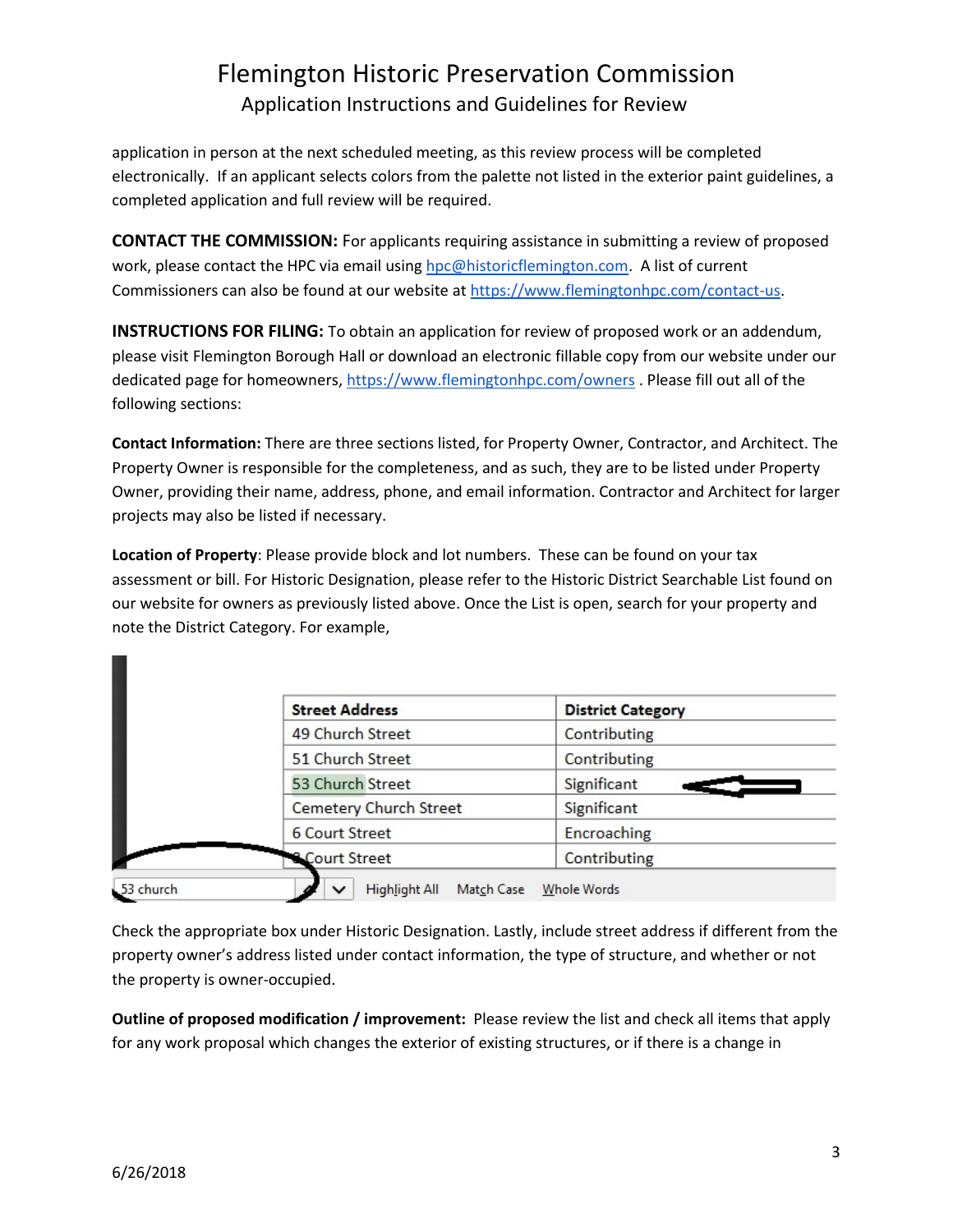application in person at the next scheduled meeting, as this review process will be completed electronically. If an applicant selects colors from the palette not listed in the exterior paint guidelines, a completed application and full review will be required.

**CONTACT THE COMMISSION:** For applicants requiring assistance in submitting a review of proposed work, please contact the HPC via email using hpc@historicflemington.com. A list of current Commissioners can also be found at our website at https://www.flemingtonhpc.com/contact-us.

**INSTRUCTIONS FOR FILING:** To obtain an application for review of proposed work or an addendum, please visit Flemington Borough Hall or download an electronic fillable copy from our website under our dedicated page for homeowners, https://www.flemingtonhpc.com/owners . Please fill out all of the following sections:

**Contact Information:** There are three sections listed, for Property Owner, Contractor, and Architect. The Property Owner is responsible for the completeness, and as such, they are to be listed under Property Owner, providing their name, address, phone, and email information. Contractor and Architect for larger projects may also be listed if necessary.

**Location of Property**: Please provide block and lot numbers. These can be found on your tax assessment or bill. For Historic Designation, please refer to the Historic District Searchable List found on our website for owners as previously listed above. Once the List is open, search for your property and note the District Category. For example,

| Street Address | District Category |
|---|---|
| 49 Church Street | Contributing |
| 51 Church Street | Contributing |
| 53 Church Street | Significant |
| Cemetery Church Street | Significant |
| 6 Court Street | Encroaching |
| 8 Court Street | Contributing |

53 church | Highlight All | Match Case | Whole Words

Check the appropriate box under Historic Designation. Lastly, include street address if different from the property owner's address listed under contact information, the type of structure, and whether or not the property is owner-occupied.

**Outline of proposed modification / improvement:** Please review the list and check all items that apply for any work proposal which changes the exterior of existing structures, or if there is a change in

6/26/2018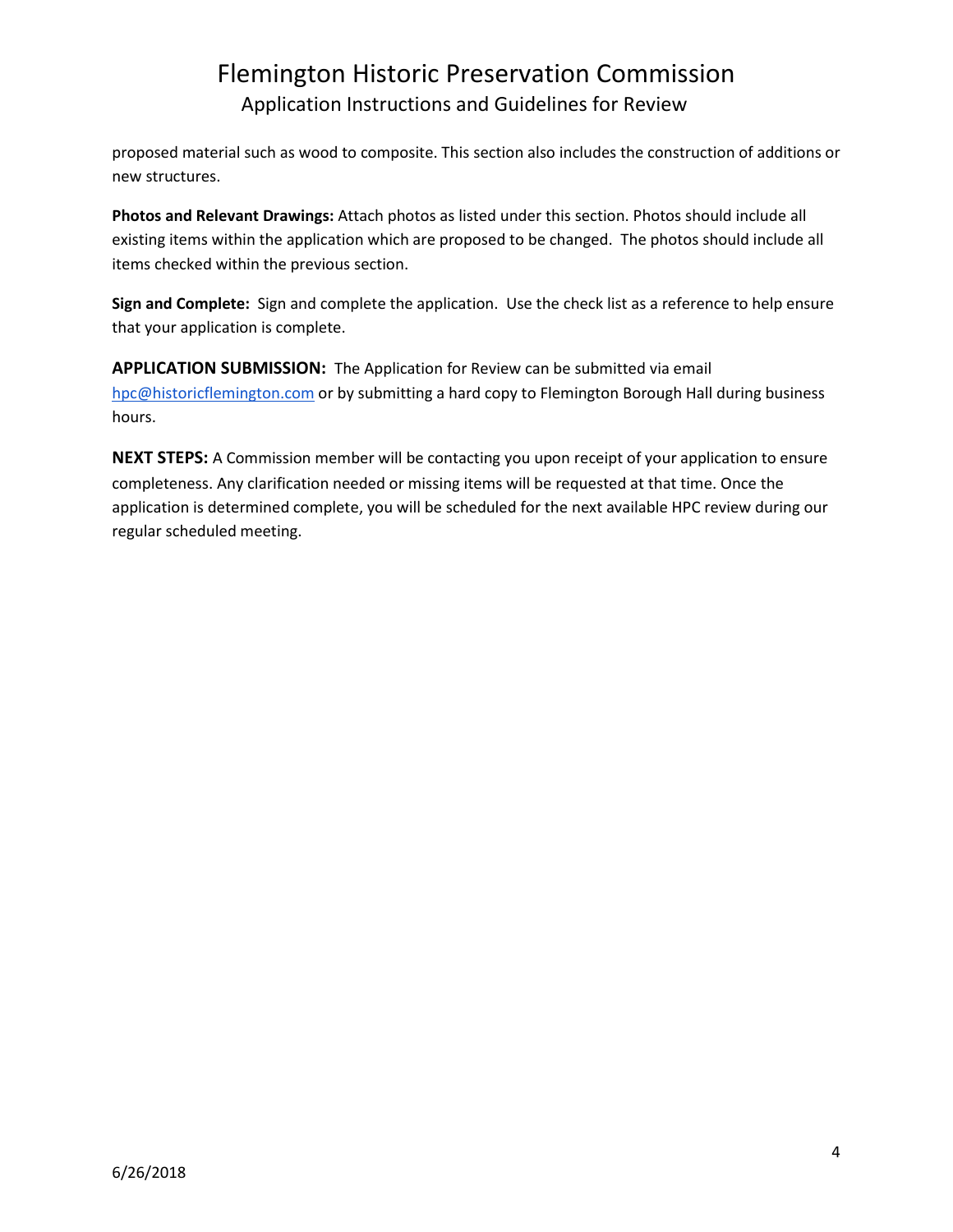proposed material such as wood to composite. This section also includes the construction of additions or new structures.

**Photos and Relevant Drawings:** Attach photos as listed under this section. Photos should include all existing items within the application which are proposed to be changed. The photos should include all items checked within the previous section.

**Sign and Complete:** Sign and complete the application. Use the check list as a reference to help ensure that your application is complete.

**APPLICATION SUBMISSION:** The Application for Review can be submitted via email hpc@historicflemington.com or by submitting a hard copy to Flemington Borough Hall during business hours.

**NEXT STEPS:** A Commission member will be contacting you upon receipt of your application to ensure completeness. Any clarification needed or missing items will be requested at that time. Once the application is determined complete, you will be scheduled for the next available HPC review during our regular scheduled meeting.